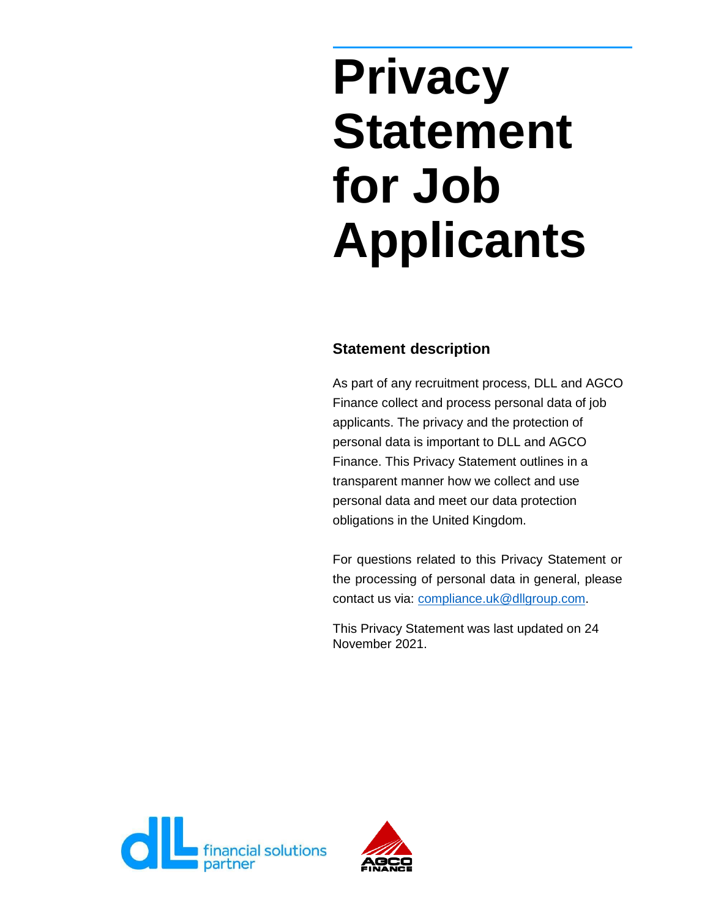# Privacy Statement for Job Applicants

## Statement description

As part of any recruitment process, DLL and AGCO Finance collect and process personal data of job applicants. The privacy and the protection of personal data is important to DLL and AGCO Finance. This Privacy Statement outlines in a transparent manner how we collect and use personal data and meet our data protection obligations in the United Kingdom.

For questions related to this Privacy Statement or the processing of personal data in general, please contact us via: compliance.uk@dllgroup.com.

This Privacy Statement was last updated on 24 November 2021.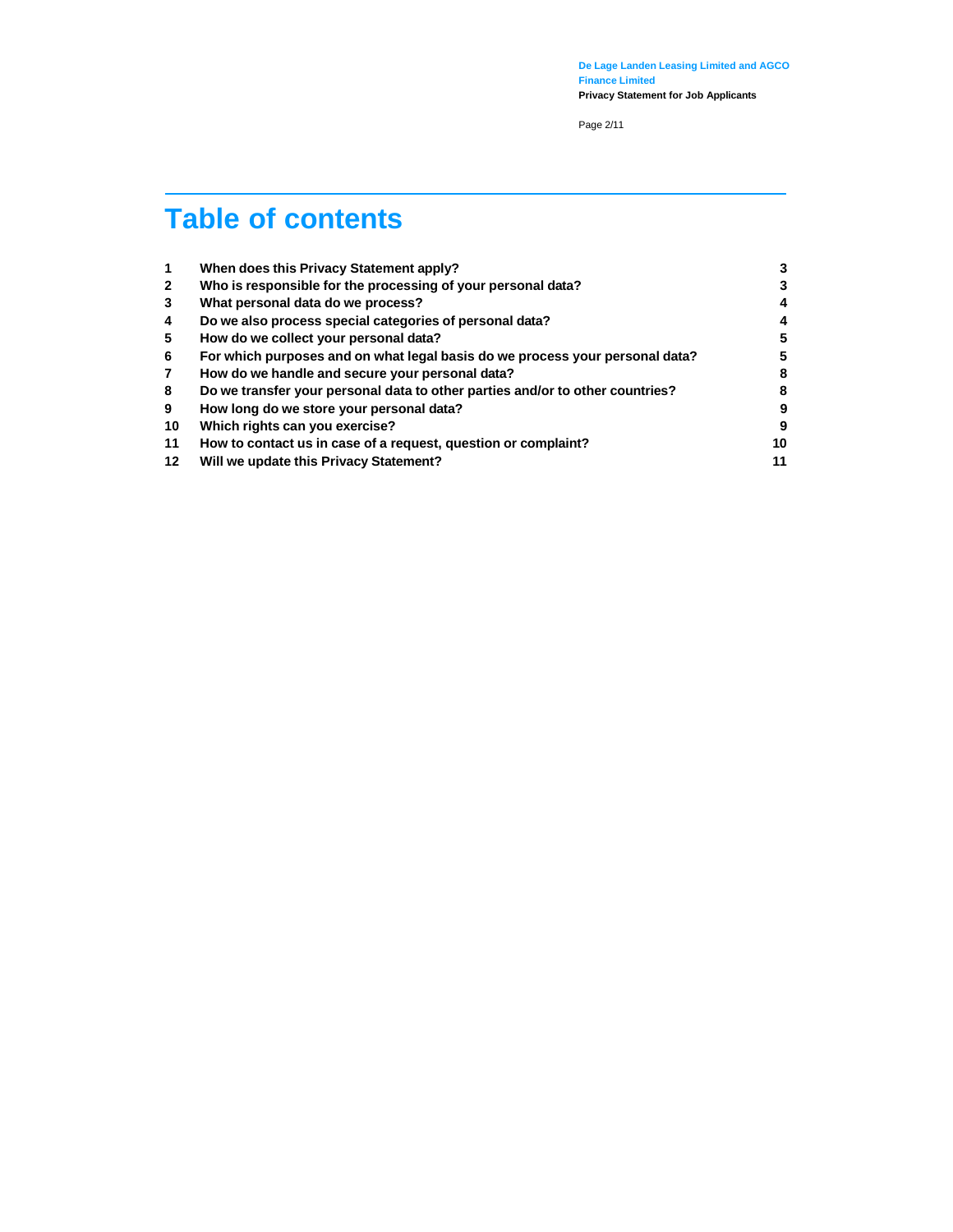# Table of contents

| | | |
|---|---|---|
| 1 | When does this Privacy Statement apply? | 3 |
| 2 | Who is responsible for the processing of your personal data? | 3 |
| 3 | What personal data do we process? | 4 |
| 4 | Do we also process special categories of personal data? | 4 |
| 5 | How do we collect your personal data? | 5 |
| 6 | For which purposes and on what legal basis do we process your personal data? | 5 |
| 7 | How do we handle and secure your personal data? | 8 |
| 8 | Do we transfer your personal data to other parties and/or to other countries? | 8 |
| 9 | How long do we store your personal data? | 9 |
| 10 | Which rights can you exercise? | 9 |
| 11 | How to contact us in case of a request, question or complaint? | 10 |
| 12 | Will we update this Privacy Statement? | 11 |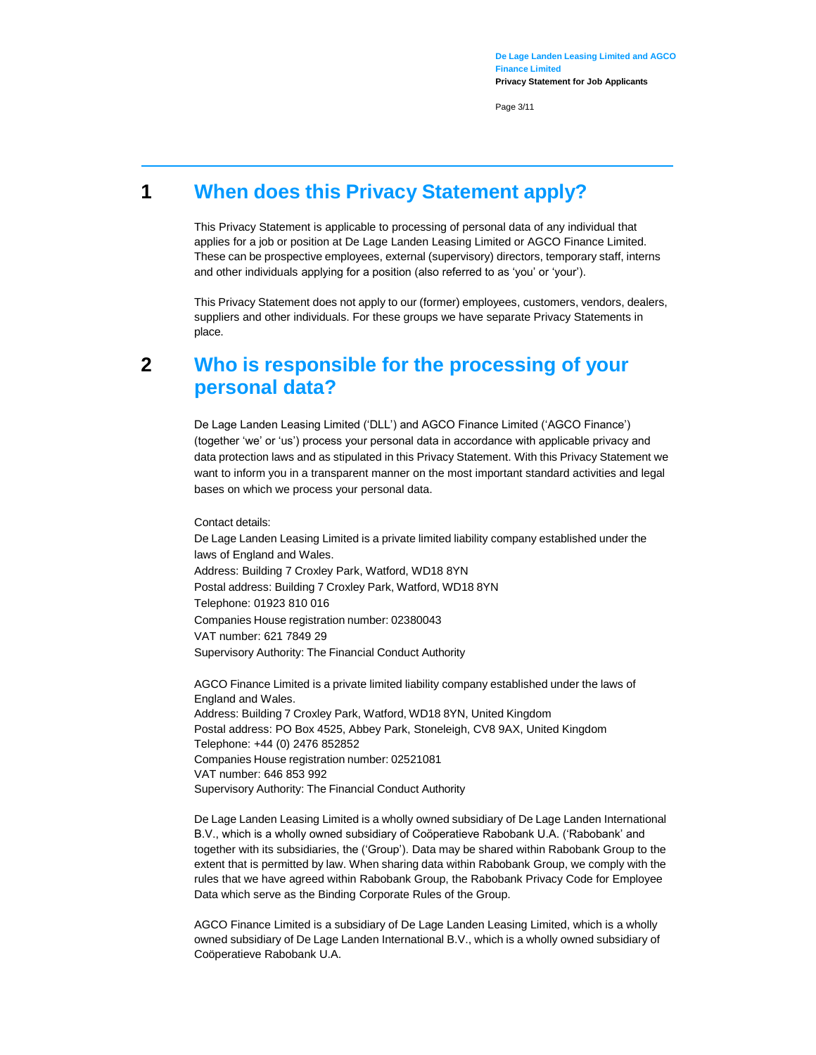# 1 When does this Privacy Statement apply?

This Privacy Statement is applicable to processing of personal data of any individual that applies for a job or position at De Lage Landen Leasing Limited or AGCO Finance Limited. These can be prospective employees, external (supervisory) directors, temporary staff, interns and other individuals applying for a position (also referred to as 'you' or 'your').

This Privacy Statement does not apply to our (former) employees, customers, vendors, dealers, suppliers and other individuals. For these groups we have separate Privacy Statements in place.

# 2 Who is responsible for the processing of your personal data?

De Lage Landen Leasing Limited ('DLL') and AGCO Finance Limited ('AGCO Finance') (together 'we' or 'us') process your personal data in accordance with applicable privacy and data protection laws and as stipulated in this Privacy Statement. With this Privacy Statement we want to inform you in a transparent manner on the most important standard activities and legal bases on which we process your personal data.

Contact details:
De Lage Landen Leasing Limited is a private limited liability company established under the laws of England and Wales.
Address: Building 7 Croxley Park, Watford, WD18 8YN
Postal address: Building 7 Croxley Park, Watford, WD18 8YN
Telephone: 01923 810 016
Companies House registration number: 02380043
VAT number: 621 7849 29
Supervisory Authority: The Financial Conduct Authority

AGCO Finance Limited is a private limited liability company established under the laws of England and Wales.
Address: Building 7 Croxley Park, Watford, WD18 8YN, United Kingdom
Postal address: PO Box 4525, Abbey Park, Stoneleigh, CV8 9AX, United Kingdom
Telephone: +44 (0) 2476 852852
Companies House registration number: 02521081
VAT number: 646 853 992
Supervisory Authority: The Financial Conduct Authority

De Lage Landen Leasing Limited is a wholly owned subsidiary of De Lage Landen International B.V., which is a wholly owned subsidiary of Coöperatieve Rabobank U.A. ('Rabobank' and together with its subsidiaries, the ('Group'). Data may be shared within Rabobank Group to the extent that is permitted by law. When sharing data within Rabobank Group, we comply with the rules that we have agreed within Rabobank Group, the Rabobank Privacy Code for Employee Data which serve as the Binding Corporate Rules of the Group.

AGCO Finance Limited is a subsidiary of De Lage Landen Leasing Limited, which is a wholly owned subsidiary of De Lage Landen International B.V., which is a wholly owned subsidiary of Coöperatieve Rabobank U.A.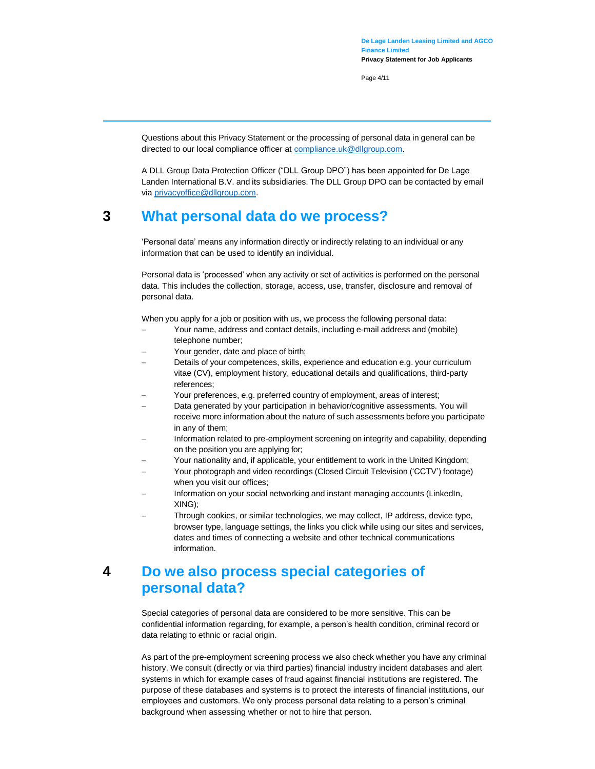Questions about this Privacy Statement or the processing of personal data in general can be directed to our local compliance officer at compliance.uk@dllgroup.com.

A DLL Group Data Protection Officer ("DLL Group DPO") has been appointed for De Lage Landen International B.V. and its subsidiaries. The DLL Group DPO can be contacted by email via privacyoffice@dllgroup.com.

# 3 What personal data do we process?

'Personal data' means any information directly or indirectly relating to an individual or any information that can be used to identify an individual.

Personal data is 'processed' when any activity or set of activities is performed on the personal data. This includes the collection, storage, access, use, transfer, disclosure and removal of personal data.

When you apply for a job or position with us, we process the following personal data:

- Your name, address and contact details, including e-mail address and (mobile) telephone number;
- Your gender, date and place of birth;
- Details of your competences, skills, experience and education e.g. your curriculum vitae (CV), employment history, educational details and qualifications, third-party references;
- Your preferences, e.g. preferred country of employment, areas of interest;
- Data generated by your participation in behavior/cognitive assessments. You will receive more information about the nature of such assessments before you participate in any of them;
- Information related to pre-employment screening on integrity and capability, depending on the position you are applying for;
- Your nationality and, if applicable, your entitlement to work in the United Kingdom;
- Your photograph and video recordings (Closed Circuit Television ('CCTV') footage) when you visit our offices;
- Information on your social networking and instant managing accounts (LinkedIn, XING);
- Through cookies, or similar technologies, we may collect, IP address, device type, browser type, language settings, the links you click while using our sites and services, dates and times of connecting a website and other technical communications information.

# 4 Do we also process special categories of personal data?

Special categories of personal data are considered to be more sensitive. This can be confidential information regarding, for example, a person's health condition, criminal record or data relating to ethnic or racial origin.

As part of the pre-employment screening process we also check whether you have any criminal history. We consult (directly or via third parties) financial industry incident databases and alert systems in which for example cases of fraud against financial institutions are registered. The purpose of these databases and systems is to protect the interests of financial institutions, our employees and customers. We only process personal data relating to a person's criminal background when assessing whether or not to hire that person.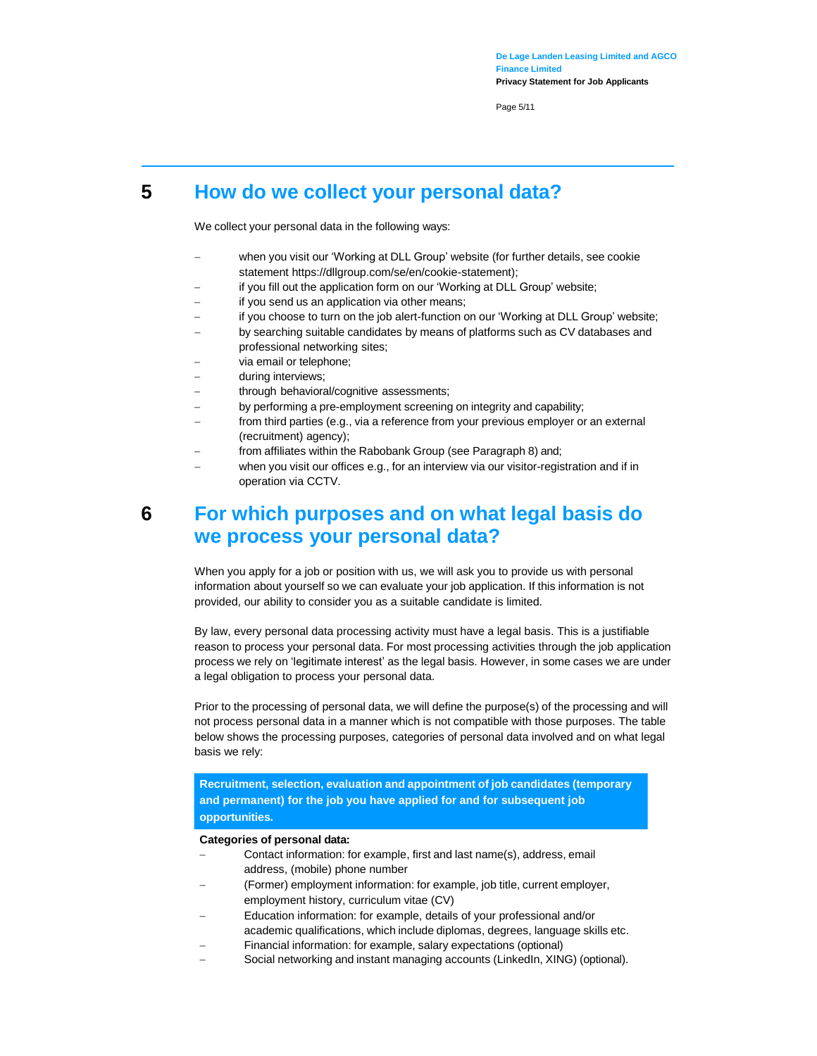## 5 How do we collect your personal data?

We collect your personal data in the following ways:

- when you visit our 'Working at DLL Group' website (for further details, see cookie statement https://dllgroup.com/se/en/cookie-statement);
- if you fill out the application form on our 'Working at DLL Group' website;
- if you send us an application via other means;
- if you choose to turn on the job alert-function on our 'Working at DLL Group' website;
- by searching suitable candidates by means of platforms such as CV databases and professional networking sites;
- via email or telephone;
- during interviews;
- through behavioral/cognitive assessments;
- by performing a pre-employment screening on integrity and capability;
- from third parties (e.g., via a reference from your previous employer or an external (recruitment) agency);
- from affiliates within the Rabobank Group (see Paragraph 8) and;
- when you visit our offices e.g., for an interview via our visitor-registration and if in operation via CCTV.

## 6 For which purposes and on what legal basis do we process your personal data?

When you apply for a job or position with us, we will ask you to provide us with personal information about yourself so we can evaluate your job application. If this information is not provided, our ability to consider you as a suitable candidate is limited.

By law, every personal data processing activity must have a legal basis. This is a justifiable reason to process your personal data. For most processing activities through the job application process we rely on 'legitimate interest' as the legal basis. However, in some cases we are under a legal obligation to process your personal data.

Prior to the processing of personal data, we will define the purpose(s) of the processing and will not process personal data in a manner which is not compatible with those purposes. The table below shows the processing purposes, categories of personal data involved and on what legal basis we rely:

**Recruitment, selection, evaluation and appointment of job candidates (temporary and permanent) for the job you have applied for and for subsequent job opportunities.**

**Categories of personal data:**

- Contact information: for example, first and last name(s), address, email address, (mobile) phone number
- (Former) employment information: for example, job title, current employer, employment history, curriculum vitae (CV)
- Education information: for example, details of your professional and/or academic qualifications, which include diplomas, degrees, language skills etc.
- Financial information: for example, salary expectations (optional)
- Social networking and instant managing accounts (LinkedIn, XING) (optional).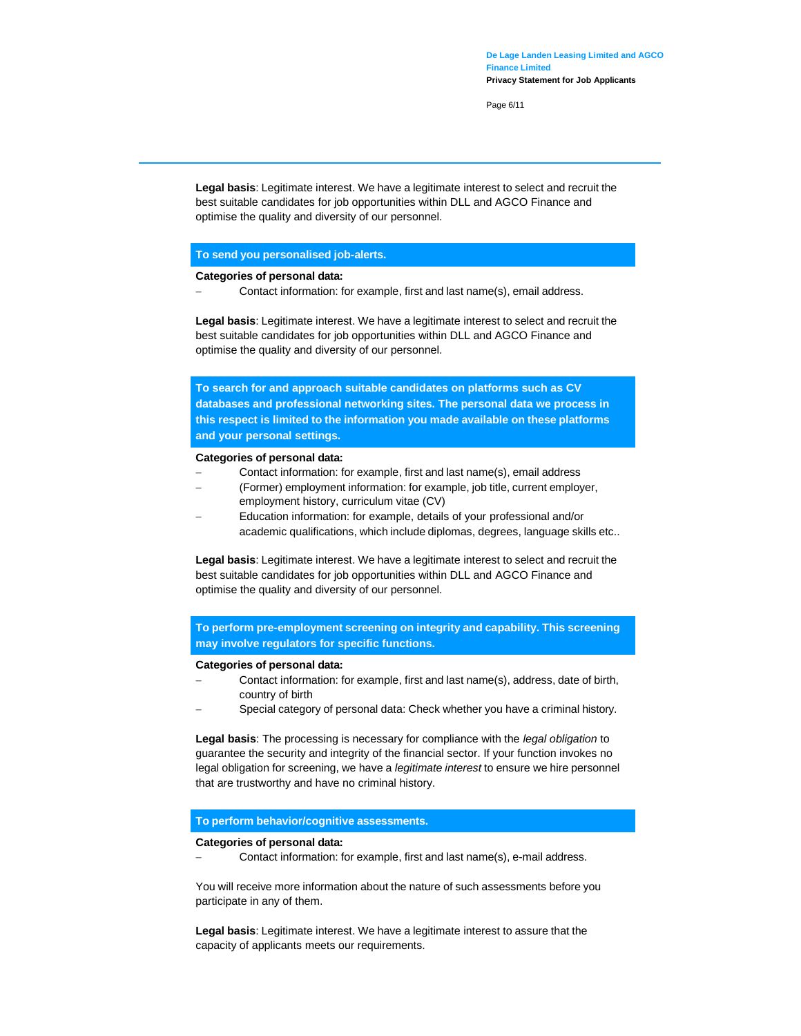**Legal basis**: Legitimate interest. We have a legitimate interest to select and recruit the best suitable candidates for job opportunities within DLL and AGCO Finance and optimise the quality and diversity of our personnel.

### To send you personalised job-alerts.

**Categories of personal data:**

- Contact information: for example, first and last name(s), email address.

**Legal basis**: Legitimate interest. We have a legitimate interest to select and recruit the best suitable candidates for job opportunities within DLL and AGCO Finance and optimise the quality and diversity of our personnel.

### To search for and approach suitable candidates on platforms such as CV databases and professional networking sites. The personal data we process in this respect is limited to the information you made available on these platforms and your personal settings.

**Categories of personal data:**

- Contact information: for example, first and last name(s), email address
- (Former) employment information: for example, job title, current employer, employment history, curriculum vitae (CV)
- Education information: for example, details of your professional and/or academic qualifications, which include diplomas, degrees, language skills etc..

**Legal basis**: Legitimate interest. We have a legitimate interest to select and recruit the best suitable candidates for job opportunities within DLL and AGCO Finance and optimise the quality and diversity of our personnel.

### To perform pre-employment screening on integrity and capability. This screening may involve regulators for specific functions.

**Categories of personal data:**

- Contact information: for example, first and last name(s), address, date of birth, country of birth
- Special category of personal data: Check whether you have a criminal history.

**Legal basis**: The processing is necessary for compliance with the *legal obligation* to guarantee the security and integrity of the financial sector. If your function invokes no legal obligation for screening, we have a *legitimate interest* to ensure we hire personnel that are trustworthy and have no criminal history.

### To perform behavior/cognitive assessments.

**Categories of personal data:**

- Contact information: for example, first and last name(s), e-mail address.

You will receive more information about the nature of such assessments before you participate in any of them.

**Legal basis**: Legitimate interest. We have a legitimate interest to assure that the capacity of applicants meets our requirements.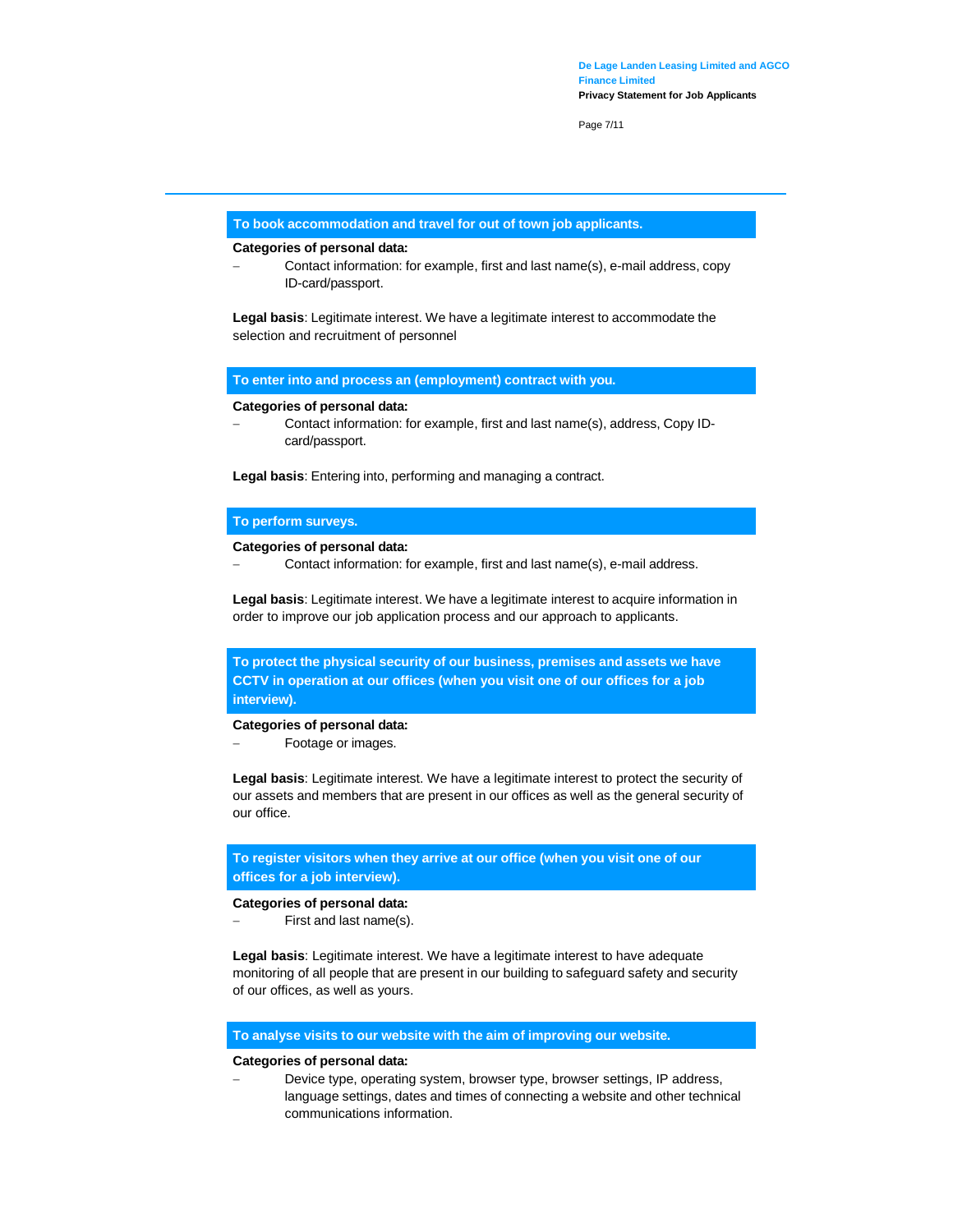### To book accommodation and travel for out of town job applicants.

**Categories of personal data:**

- Contact information: for example, first and last name(s), e-mail address, copy ID-card/passport.

**Legal basis**: Legitimate interest. We have a legitimate interest to accommodate the selection and recruitment of personnel

### To enter into and process an (employment) contract with you.

**Categories of personal data:**

- Contact information: for example, first and last name(s), address, Copy ID-card/passport.

**Legal basis**: Entering into, performing and managing a contract.

### To perform surveys.

**Categories of personal data:**

- Contact information: for example, first and last name(s), e-mail address.

**Legal basis**: Legitimate interest. We have a legitimate interest to acquire information in order to improve our job application process and our approach to applicants.

### To protect the physical security of our business, premises and assets we have CCTV in operation at our offices (when you visit one of our offices for a job interview).

**Categories of personal data:**

- Footage or images.

**Legal basis**: Legitimate interest. We have a legitimate interest to protect the security of our assets and members that are present in our offices as well as the general security of our office.

### To register visitors when they arrive at our office (when you visit one of our offices for a job interview).

**Categories of personal data:**

- First and last name(s).

**Legal basis**: Legitimate interest. We have a legitimate interest to have adequate monitoring of all people that are present in our building to safeguard safety and security of our offices, as well as yours.

### To analyse visits to our website with the aim of improving our website.

**Categories of personal data:**

- Device type, operating system, browser type, browser settings, IP address, language settings, dates and times of connecting a website and other technical communications information.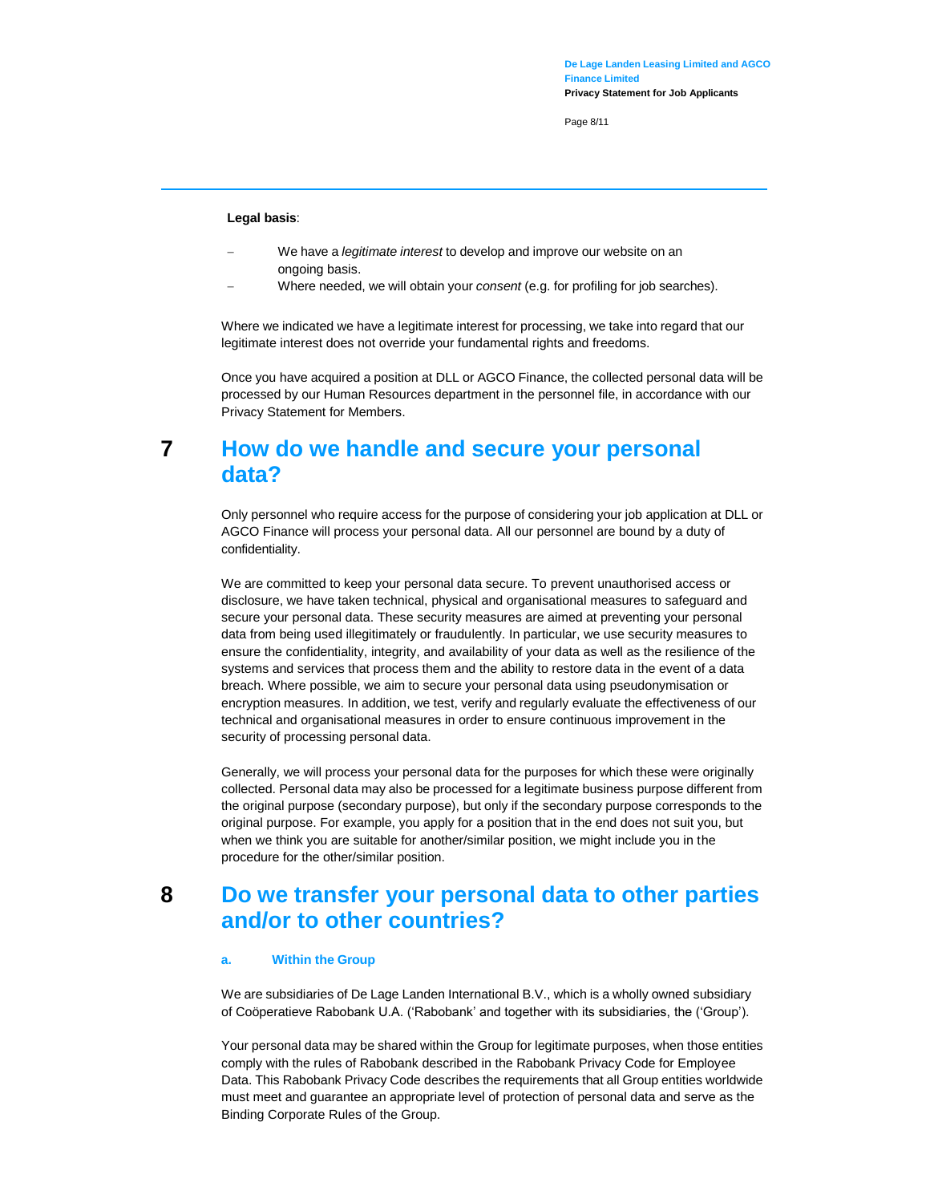**Legal basis**:

- We have a *legitimate interest* to develop and improve our website on an ongoing basis.
- Where needed, we will obtain your *consent* (e.g. for profiling for job searches).

Where we indicated we have a legitimate interest for processing, we take into regard that our legitimate interest does not override your fundamental rights and freedoms.

Once you have acquired a position at DLL or AGCO Finance, the collected personal data will be processed by our Human Resources department in the personnel file, in accordance with our Privacy Statement for Members.

## 7 How do we handle and secure your personal data?

Only personnel who require access for the purpose of considering your job application at DLL or AGCO Finance will process your personal data. All our personnel are bound by a duty of confidentiality.

We are committed to keep your personal data secure. To prevent unauthorised access or disclosure, we have taken technical, physical and organisational measures to safeguard and secure your personal data. These security measures are aimed at preventing your personal data from being used illegitimately or fraudulently. In particular, we use security measures to ensure the confidentiality, integrity, and availability of your data as well as the resilience of the systems and services that process them and the ability to restore data in the event of a data breach. Where possible, we aim to secure your personal data using pseudonymisation or encryption measures. In addition, we test, verify and regularly evaluate the effectiveness of our technical and organisational measures in order to ensure continuous improvement in the security of processing personal data.

Generally, we will process your personal data for the purposes for which these were originally collected. Personal data may also be processed for a legitimate business purpose different from the original purpose (secondary purpose), but only if the secondary purpose corresponds to the original purpose. For example, you apply for a position that in the end does not suit you, but when we think you are suitable for another/similar position, we might include you in the procedure for the other/similar position.

## 8 Do we transfer your personal data to other parties and/or to other countries?

### a. Within the Group

We are subsidiaries of De Lage Landen International B.V., which is a wholly owned subsidiary of Coöperatieve Rabobank U.A. ('Rabobank' and together with its subsidiaries, the ('Group').

Your personal data may be shared within the Group for legitimate purposes, when those entities comply with the rules of Rabobank described in the Rabobank Privacy Code for Employee Data. This Rabobank Privacy Code describes the requirements that all Group entities worldwide must meet and guarantee an appropriate level of protection of personal data and serve as the Binding Corporate Rules of the Group.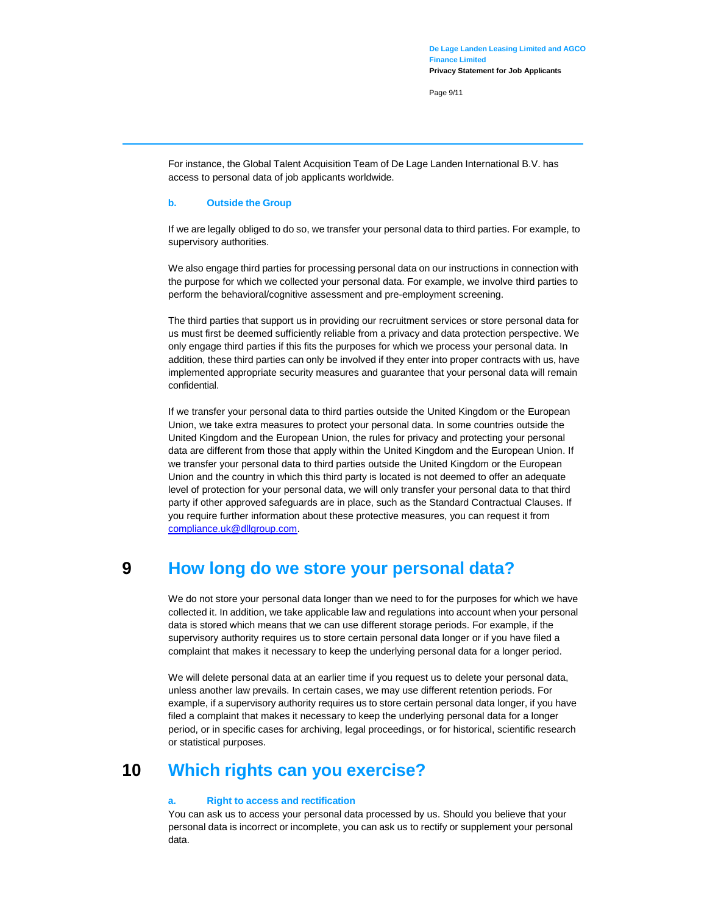For instance, the Global Talent Acquisition Team of De Lage Landen International B.V. has access to personal data of job applicants worldwide.

### b. Outside the Group

If we are legally obliged to do so, we transfer your personal data to third parties. For example, to supervisory authorities.

We also engage third parties for processing personal data on our instructions in connection with the purpose for which we collected your personal data. For example, we involve third parties to perform the behavioral/cognitive assessment and pre-employment screening.

The third parties that support us in providing our recruitment services or store personal data for us must first be deemed sufficiently reliable from a privacy and data protection perspective. We only engage third parties if this fits the purposes for which we process your personal data. In addition, these third parties can only be involved if they enter into proper contracts with us, have implemented appropriate security measures and guarantee that your personal data will remain confidential.

If we transfer your personal data to third parties outside the United Kingdom or the European Union, we take extra measures to protect your personal data. In some countries outside the United Kingdom and the European Union, the rules for privacy and protecting your personal data are different from those that apply within the United Kingdom and the European Union. If we transfer your personal data to third parties outside the United Kingdom or the European Union and the country in which this third party is located is not deemed to offer an adequate level of protection for your personal data, we will only transfer your personal data to that third party if other approved safeguards are in place, such as the Standard Contractual Clauses. If you require further information about these protective measures, you can request it from compliance.uk@dllgroup.com.

# 9 How long do we store your personal data?

We do not store your personal data longer than we need to for the purposes for which we have collected it. In addition, we take applicable law and regulations into account when your personal data is stored which means that we can use different storage periods. For example, if the supervisory authority requires us to store certain personal data longer or if you have filed a complaint that makes it necessary to keep the underlying personal data for a longer period.

We will delete personal data at an earlier time if you request us to delete your personal data, unless another law prevails. In certain cases, we may use different retention periods. For example, if a supervisory authority requires us to store certain personal data longer, if you have filed a complaint that makes it necessary to keep the underlying personal data for a longer period, or in specific cases for archiving, legal proceedings, or for historical, scientific research or statistical purposes.

# 10 Which rights can you exercise?

### a. Right to access and rectification

You can ask us to access your personal data processed by us. Should you believe that your personal data is incorrect or incomplete, you can ask us to rectify or supplement your personal data.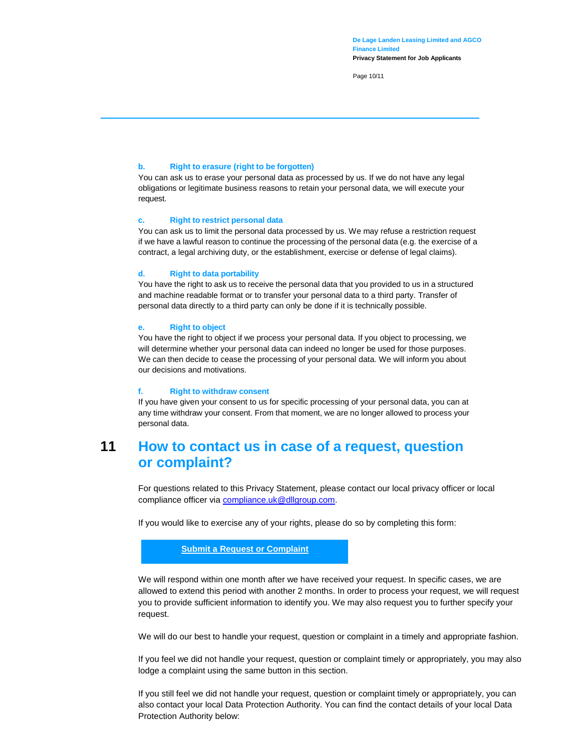### b. Right to erasure (right to be forgotten)

You can ask us to erase your personal data as processed by us. If we do not have any legal obligations or legitimate business reasons to retain your personal data, we will execute your request.

### c. Right to restrict personal data

You can ask us to limit the personal data processed by us. We may refuse a restriction request if we have a lawful reason to continue the processing of the personal data (e.g. the exercise of a contract, a legal archiving duty, or the establishment, exercise or defense of legal claims).

### d. Right to data portability

You have the right to ask us to receive the personal data that you provided to us in a structured and machine readable format or to transfer your personal data to a third party. Transfer of personal data directly to a third party can only be done if it is technically possible.

### e. Right to object

You have the right to object if we process your personal data. If you object to processing, we will determine whether your personal data can indeed no longer be used for those purposes. We can then decide to cease the processing of your personal data. We will inform you about our decisions and motivations.

### f. Right to withdraw consent

If you have given your consent to us for specific processing of your personal data, you can at any time withdraw your consent. From that moment, we are no longer allowed to process your personal data.

## 11 How to contact us in case of a request, question or complaint?

For questions related to this Privacy Statement, please contact our local privacy officer or local compliance officer via compliance.uk@dllgroup.com.

If you would like to exercise any of your rights, please do so by completing this form:

**Submit a Request or Complaint**

We will respond within one month after we have received your request. In specific cases, we are allowed to extend this period with another 2 months. In order to process your request, we will request you to provide sufficient information to identify you. We may also request you to further specify your request.

We will do our best to handle your request, question or complaint in a timely and appropriate fashion.

If you feel we did not handle your request, question or complaint timely or appropriately, you may also lodge a complaint using the same button in this section.

If you still feel we did not handle your request, question or complaint timely or appropriately, you can also contact your local Data Protection Authority. You can find the contact details of your local Data Protection Authority below: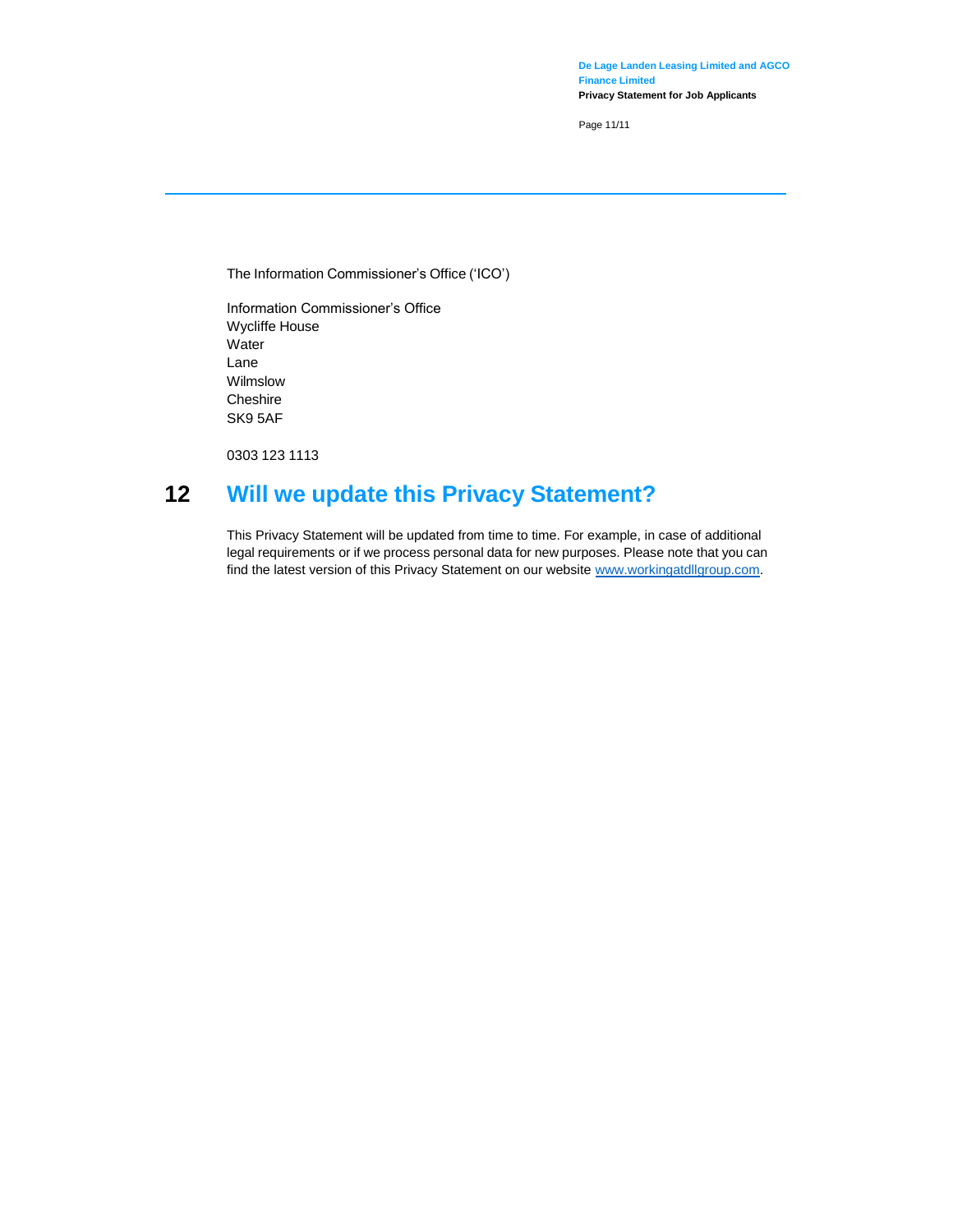The Information Commissioner's Office ('ICO')

Information Commissioner's Office
Wycliffe House
Water
Lane
Wilmslow
Cheshire
SK9 5AF

0303 123 1113

## 12 Will we update this Privacy Statement?

This Privacy Statement will be updated from time to time. For example, in case of additional legal requirements or if we process personal data for new purposes. Please note that you can find the latest version of this Privacy Statement on our website www.workingatdllgroup.com.